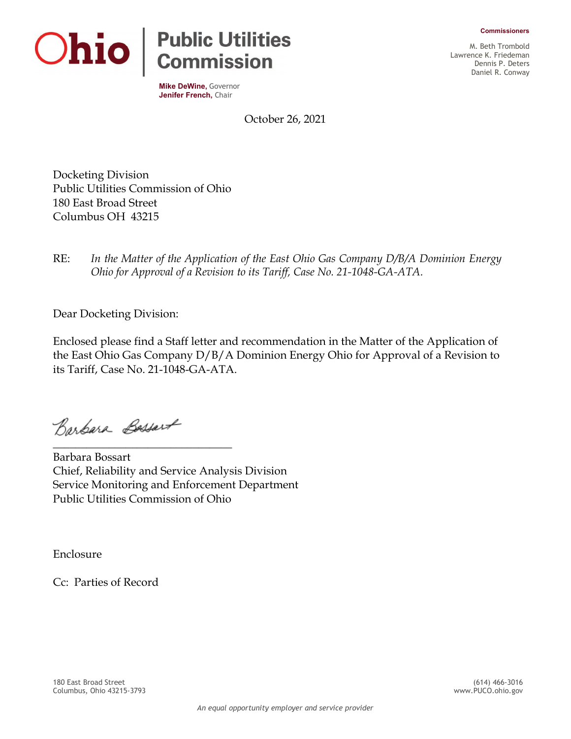**Ohio | Public Utilities Commission**

**Mike DeWine,** Governor
**Jenifer French,** Chair

**Commissioners**

M. Beth Trombold
Lawrence K. Friedeman
Dennis P. Deters
Daniel R. Conway

October 26, 2021

Docketing Division
Public Utilities Commission of Ohio
180 East Broad Street
Columbus OH 43215

RE: *In the Matter of the Application of the East Ohio Gas Company D/B/A Dominion Energy Ohio for Approval of a Revision to its Tariff, Case No. 21-1048-GA-ATA.*

Dear Docketing Division:

Enclosed please find a Staff letter and recommendation in the Matter of the Application of the East Ohio Gas Company D/B/A Dominion Energy Ohio for Approval of a Revision to its Tariff, Case No. 21-1048-GA-ATA.

Barbara Bossart
_________________________________
Barbara Bossart
Chief, Reliability and Service Analysis Division
Service Monitoring and Enforcement Department
Public Utilities Commission of Ohio

Enclosure

Cc: Parties of Record

180 East Broad Street
Columbus, Ohio 43215-3793

(614) 466-3016
www.PUCO.ohio.gov

*An equal opportunity employer and service provider*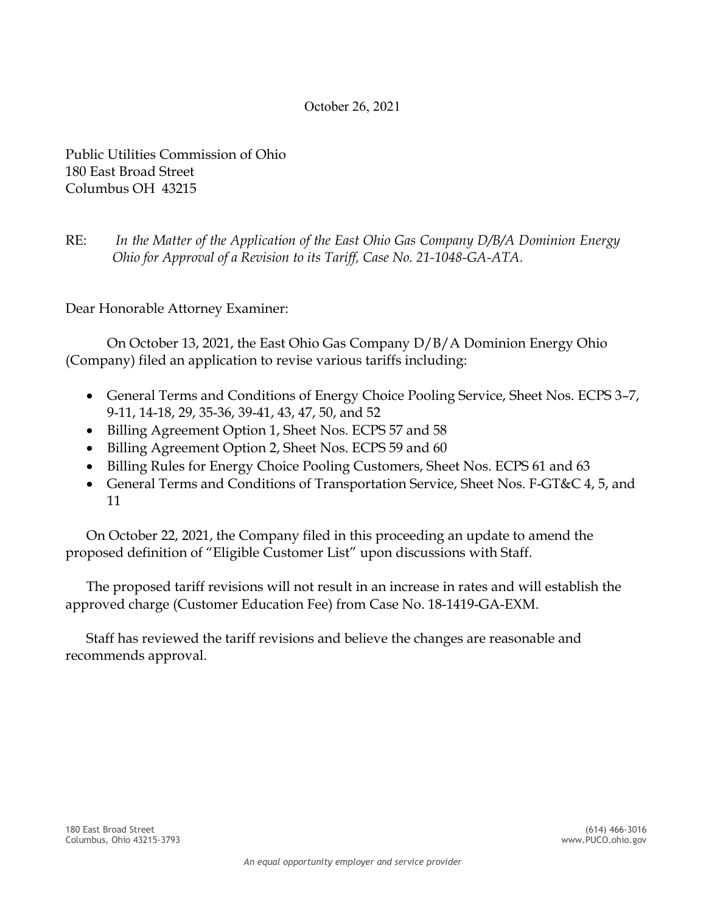October 26, 2021

Public Utilities Commission of Ohio
180 East Broad Street
Columbus OH 43215

RE: *In the Matter of the Application of the East Ohio Gas Company D/B/A Dominion Energy Ohio for Approval of a Revision to its Tariff, Case No. 21-1048-GA-ATA.*

Dear Honorable Attorney Examiner:

On October 13, 2021, the East Ohio Gas Company D/B/A Dominion Energy Ohio (Company) filed an application to revise various tariffs including:

- General Terms and Conditions of Energy Choice Pooling Service, Sheet Nos. ECPS 3–7, 9-11, 14-18, 29, 35-36, 39-41, 43, 47, 50, and 52
- Billing Agreement Option 1, Sheet Nos. ECPS 57 and 58
- Billing Agreement Option 2, Sheet Nos. ECPS 59 and 60
- Billing Rules for Energy Choice Pooling Customers, Sheet Nos. ECPS 61 and 63
- General Terms and Conditions of Transportation Service, Sheet Nos. F-GT&C 4, 5, and 11

On October 22, 2021, the Company filed in this proceeding an update to amend the proposed definition of "Eligible Customer List" upon discussions with Staff.

The proposed tariff revisions will not result in an increase in rates and will establish the approved charge (Customer Education Fee) from Case No. 18-1419-GA-EXM.

Staff has reviewed the tariff revisions and believe the changes are reasonable and recommends approval.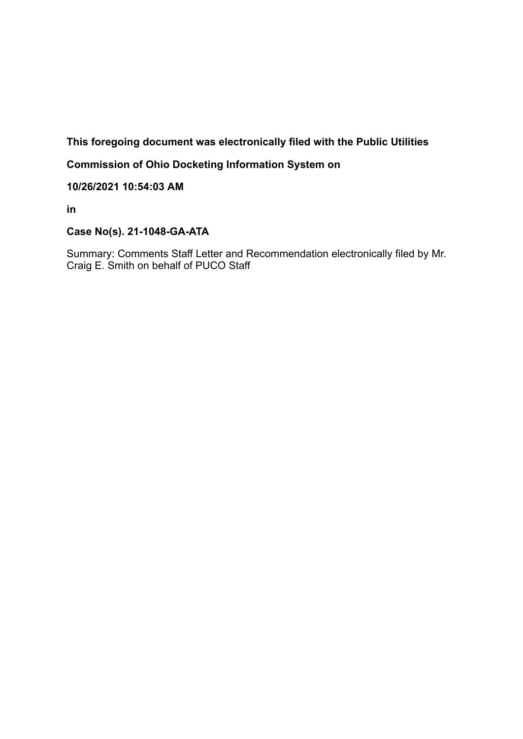**This foregoing document was electronically filed with the Public Utilities**

**Commission of Ohio Docketing Information System on**

**10/26/2021 10:54:03 AM**

**in**

**Case No(s). 21-1048-GA-ATA**

Summary: Comments Staff Letter and Recommendation electronically filed by Mr. Craig E. Smith on behalf of PUCO Staff